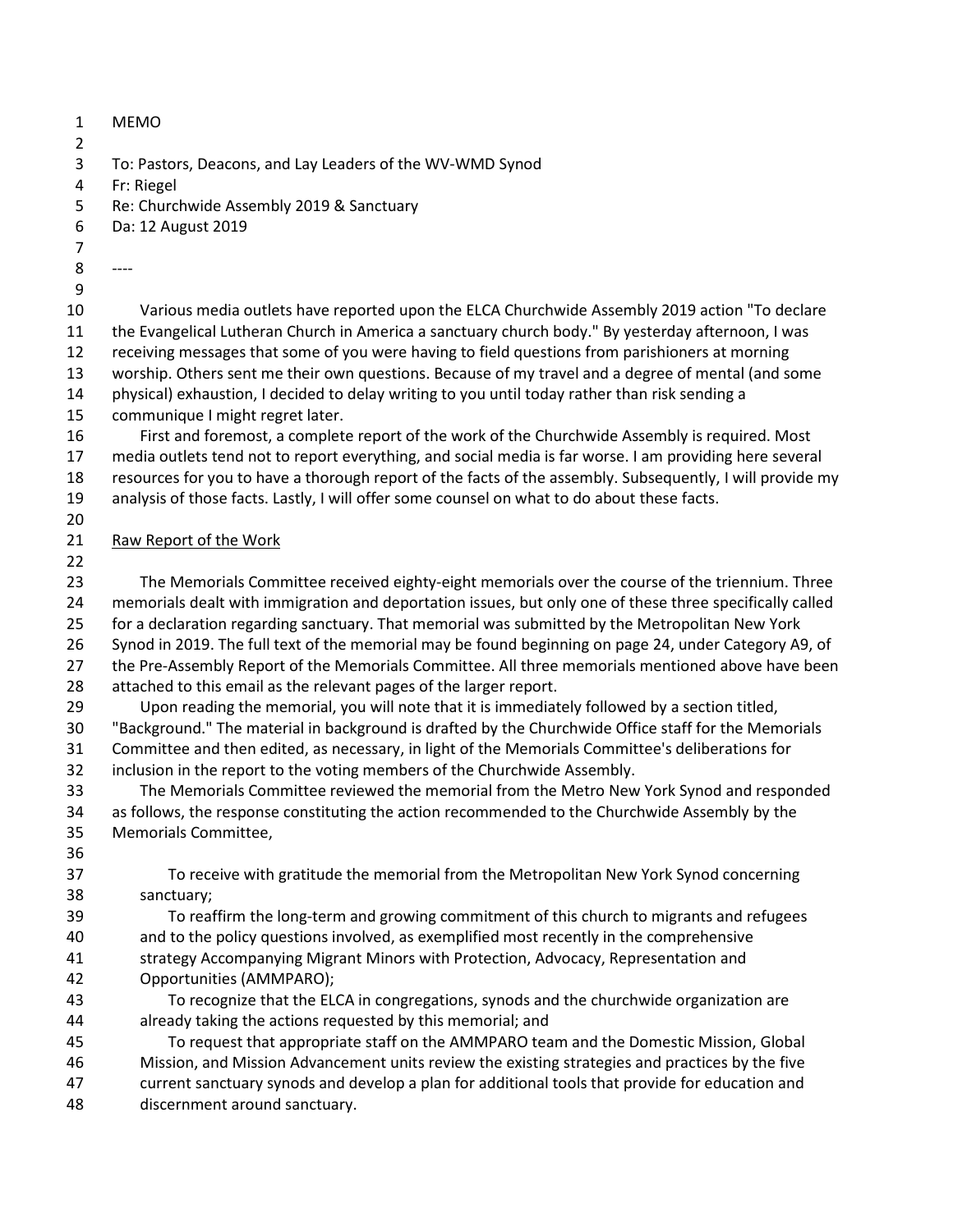MEMO

To: Pastors, Deacons, and Lay Leaders of the WV-WMD Synod
Fr: Riegel
Re: Churchwide Assembly 2019 & Sanctuary
Da: 12 August 2019

----

Various media outlets have reported upon the ELCA Churchwide Assembly 2019 action "To declare the Evangelical Lutheran Church in America a sanctuary church body." By yesterday afternoon, I was receiving messages that some of you were having to field questions from parishioners at morning worship. Others sent me their own questions. Because of my travel and a degree of mental (and some physical) exhaustion, I decided to delay writing to you until today rather than risk sending a communique I might regret later.

First and foremost, a complete report of the work of the Churchwide Assembly is required. Most media outlets tend not to report everything, and social media is far worse. I am providing here several resources for you to have a thorough report of the facts of the assembly. Subsequently, I will provide my analysis of those facts. Lastly, I will offer some counsel on what to do about these facts.

## Raw Report of the Work

The Memorials Committee received eighty-eight memorials over the course of the triennium. Three memorials dealt with immigration and deportation issues, but only one of these three specifically called for a declaration regarding sanctuary. That memorial was submitted by the Metropolitan New York Synod in 2019. The full text of the memorial may be found beginning on page 24, under Category A9, of the Pre-Assembly Report of the Memorials Committee. All three memorials mentioned above have been attached to this email as the relevant pages of the larger report.

Upon reading the memorial, you will note that it is immediately followed by a section titled, "Background." The material in background is drafted by the Churchwide Office staff for the Memorials Committee and then edited, as necessary, in light of the Memorials Committee's deliberations for inclusion in the report to the voting members of the Churchwide Assembly.

The Memorials Committee reviewed the memorial from the Metro New York Synod and responded as follows, the response constituting the action recommended to the Churchwide Assembly by the Memorials Committee,

> To receive with gratitude the memorial from the Metropolitan New York Synod concerning sanctuary;
>
> To reaffirm the long-term and growing commitment of this church to migrants and refugees and to the policy questions involved, as exemplified most recently in the comprehensive strategy Accompanying Migrant Minors with Protection, Advocacy, Representation and Opportunities (AMMPARO);
>
> To recognize that the ELCA in congregations, synods and the churchwide organization are already taking the actions requested by this memorial; and
>
> To request that appropriate staff on the AMMPARO team and the Domestic Mission, Global Mission, and Mission Advancement units review the existing strategies and practices by the five current sanctuary synods and develop a plan for additional tools that provide for education and discernment around sanctuary.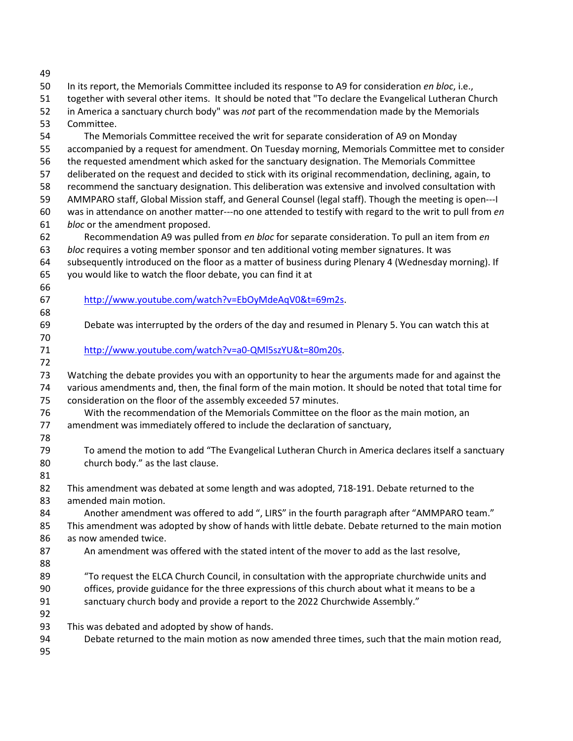In its report, the Memorials Committee included its response to A9 for consideration *en bloc*, i.e., together with several other items. It should be noted that "To declare the Evangelical Lutheran Church in America a sanctuary church body" was *not* part of the recommendation made by the Memorials Committee.

The Memorials Committee received the writ for separate consideration of A9 on Monday accompanied by a request for amendment. On Tuesday morning, Memorials Committee met to consider the requested amendment which asked for the sanctuary designation. The Memorials Committee deliberated on the request and decided to stick with its original recommendation, declining, again, to recommend the sanctuary designation. This deliberation was extensive and involved consultation with AMMPARO staff, Global Mission staff, and General Counsel (legal staff). Though the meeting is open---I was in attendance on another matter---no one attended to testify with regard to the writ to pull from *en bloc* or the amendment proposed.

Recommendation A9 was pulled from *en bloc* for separate consideration. To pull an item from *en bloc* requires a voting member sponsor and ten additional voting member signatures. It was subsequently introduced on the floor as a matter of business during Plenary 4 (Wednesday morning). If you would like to watch the floor debate, you can find it at

> http://www.youtube.com/watch?v=EbOyMdeAqV0&t=69m2s.

Debate was interrupted by the orders of the day and resumed in Plenary 5. You can watch this at

> http://www.youtube.com/watch?v=a0-QMl5szYU&t=80m20s.

Watching the debate provides you with an opportunity to hear the arguments made for and against the various amendments and, then, the final form of the main motion. It should be noted that total time for consideration on the floor of the assembly exceeded 57 minutes.

With the recommendation of the Memorials Committee on the floor as the main motion, an amendment was immediately offered to include the declaration of sanctuary,

> To amend the motion to add "The Evangelical Lutheran Church in America declares itself a sanctuary church body." as the last clause.

This amendment was debated at some length and was adopted, 718-191. Debate returned to the amended main motion.

Another amendment was offered to add ", LIRS" in the fourth paragraph after "AMMPARO team." This amendment was adopted by show of hands with little debate. Debate returned to the main motion as now amended twice.

An amendment was offered with the stated intent of the mover to add as the last resolve,

> "To request the ELCA Church Council, in consultation with the appropriate churchwide units and offices, provide guidance for the three expressions of this church about what it means to be a sanctuary church body and provide a report to the 2022 Churchwide Assembly."

This was debated and adopted by show of hands.

Debate returned to the main motion as now amended three times, such that the main motion read,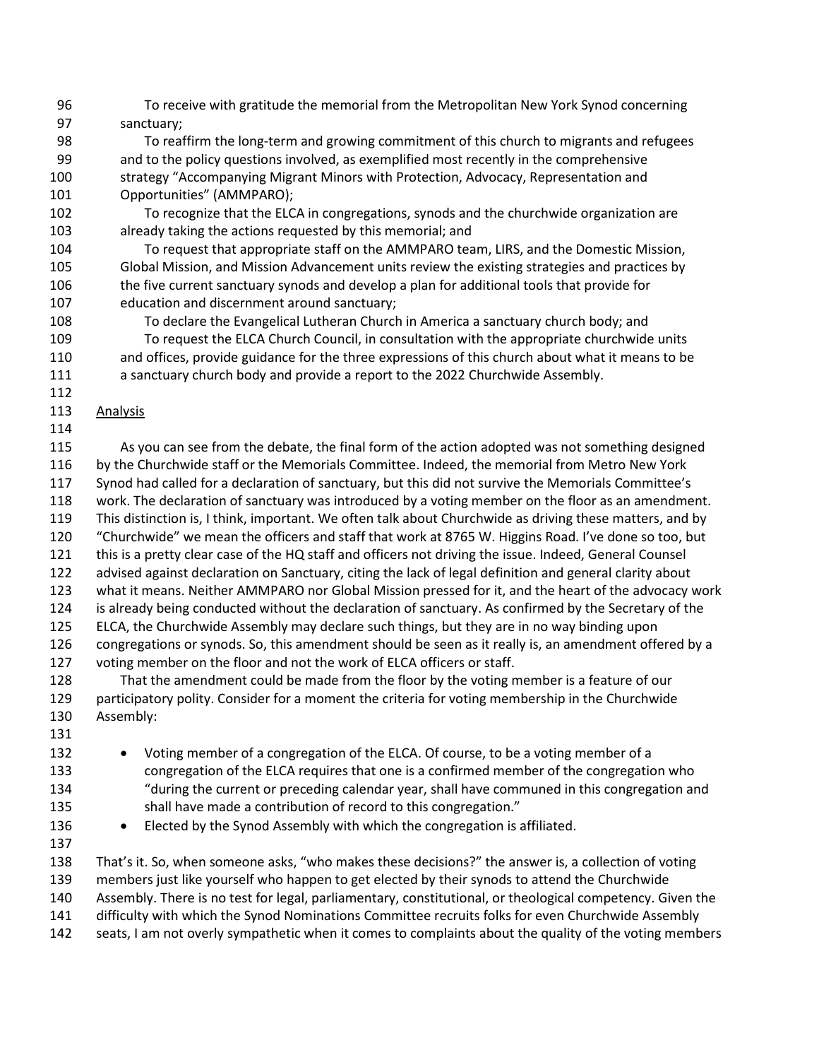To receive with gratitude the memorial from the Metropolitan New York Synod concerning sanctuary;

To reaffirm the long-term and growing commitment of this church to migrants and refugees and to the policy questions involved, as exemplified most recently in the comprehensive strategy "Accompanying Migrant Minors with Protection, Advocacy, Representation and Opportunities" (AMMPARO);

To recognize that the ELCA in congregations, synods and the churchwide organization are already taking the actions requested by this memorial; and

To request that appropriate staff on the AMMPARO team, LIRS, and the Domestic Mission, Global Mission, and Mission Advancement units review the existing strategies and practices by the five current sanctuary synods and develop a plan for additional tools that provide for education and discernment around sanctuary;

To declare the Evangelical Lutheran Church in America a sanctuary church body; and

To request the ELCA Church Council, in consultation with the appropriate churchwide units and offices, provide guidance for the three expressions of this church about what it means to be a sanctuary church body and provide a report to the 2022 Churchwide Assembly.

## Analysis

As you can see from the debate, the final form of the action adopted was not something designed by the Churchwide staff or the Memorials Committee. Indeed, the memorial from Metro New York Synod had called for a declaration of sanctuary, but this did not survive the Memorials Committee's work. The declaration of sanctuary was introduced by a voting member on the floor as an amendment. This distinction is, I think, important. We often talk about Churchwide as driving these matters, and by "Churchwide" we mean the officers and staff that work at 8765 W. Higgins Road. I've done so too, but this is a pretty clear case of the HQ staff and officers not driving the issue. Indeed, General Counsel advised against declaration on Sanctuary, citing the lack of legal definition and general clarity about what it means. Neither AMMPARO nor Global Mission pressed for it, and the heart of the advocacy work is already being conducted without the declaration of sanctuary. As confirmed by the Secretary of the ELCA, the Churchwide Assembly may declare such things, but they are in no way binding upon congregations or synods. So, this amendment should be seen as it really is, an amendment offered by a voting member on the floor and not the work of ELCA officers or staff.

That the amendment could be made from the floor by the voting member is a feature of our participatory polity. Consider for a moment the criteria for voting membership in the Churchwide Assembly:

- Voting member of a congregation of the ELCA. Of course, to be a voting member of a congregation of the ELCA requires that one is a confirmed member of the congregation who "during the current or preceding calendar year, shall have communed in this congregation and shall have made a contribution of record to this congregation."
- Elected by the Synod Assembly with which the congregation is affiliated.

That's it. So, when someone asks, "who makes these decisions?" the answer is, a collection of voting members just like yourself who happen to get elected by their synods to attend the Churchwide Assembly. There is no test for legal, parliamentary, constitutional, or theological competency. Given the difficulty with which the Synod Nominations Committee recruits folks for even Churchwide Assembly seats, I am not overly sympathetic when it comes to complaints about the quality of the voting members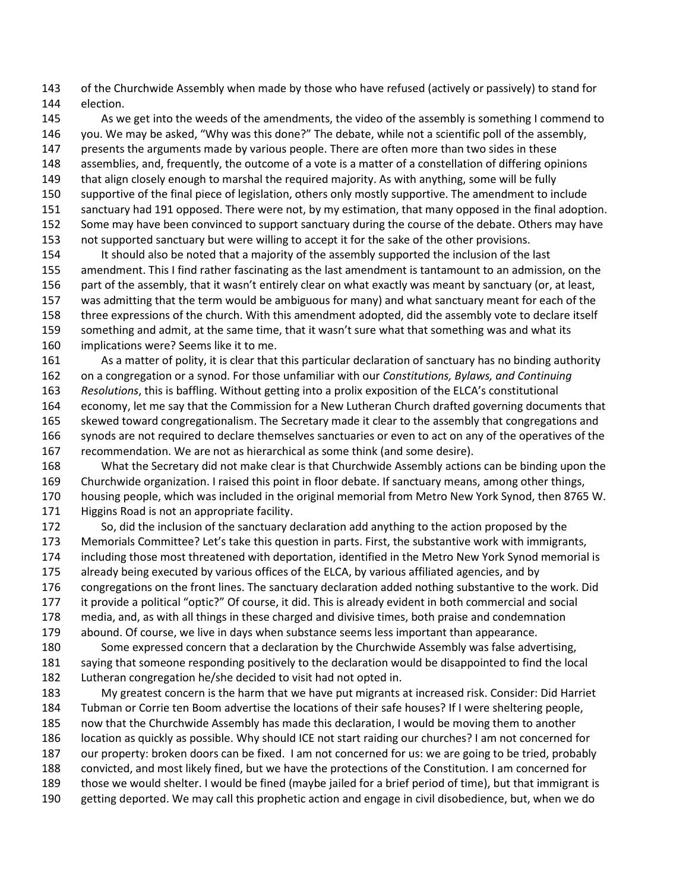of the Churchwide Assembly when made by those who have refused (actively or passively) to stand for election.

As we get into the weeds of the amendments, the video of the assembly is something I commend to you. We may be asked, "Why was this done?" The debate, while not a scientific poll of the assembly, presents the arguments made by various people. There are often more than two sides in these assemblies, and, frequently, the outcome of a vote is a matter of a constellation of differing opinions that align closely enough to marshal the required majority. As with anything, some will be fully supportive of the final piece of legislation, others only mostly supportive. The amendment to include sanctuary had 191 opposed. There were not, by my estimation, that many opposed in the final adoption. Some may have been convinced to support sanctuary during the course of the debate. Others may have not supported sanctuary but were willing to accept it for the sake of the other provisions.

It should also be noted that a majority of the assembly supported the inclusion of the last amendment. This I find rather fascinating as the last amendment is tantamount to an admission, on the part of the assembly, that it wasn't entirely clear on what exactly was meant by sanctuary (or, at least, was admitting that the term would be ambiguous for many) and what sanctuary meant for each of the three expressions of the church. With this amendment adopted, did the assembly vote to declare itself something and admit, at the same time, that it wasn't sure what that something was and what its implications were? Seems like it to me.

As a matter of polity, it is clear that this particular declaration of sanctuary has no binding authority on a congregation or a synod. For those unfamiliar with our *Constitutions, Bylaws, and Continuing Resolutions*, this is baffling. Without getting into a prolix exposition of the ELCA's constitutional economy, let me say that the Commission for a New Lutheran Church drafted governing documents that skewed toward congregationalism. The Secretary made it clear to the assembly that congregations and synods are not required to declare themselves sanctuaries or even to act on any of the operatives of the recommendation. We are not as hierarchical as some think (and some desire).

What the Secretary did not make clear is that Churchwide Assembly actions can be binding upon the Churchwide organization. I raised this point in floor debate. If sanctuary means, among other things, housing people, which was included in the original memorial from Metro New York Synod, then 8765 W. Higgins Road is not an appropriate facility.

So, did the inclusion of the sanctuary declaration add anything to the action proposed by the Memorials Committee? Let's take this question in parts. First, the substantive work with immigrants, including those most threatened with deportation, identified in the Metro New York Synod memorial is already being executed by various offices of the ELCA, by various affiliated agencies, and by congregations on the front lines. The sanctuary declaration added nothing substantive to the work. Did it provide a political "optic?" Of course, it did. This is already evident in both commercial and social media, and, as with all things in these charged and divisive times, both praise and condemnation abound. Of course, we live in days when substance seems less important than appearance.

Some expressed concern that a declaration by the Churchwide Assembly was false advertising, saying that someone responding positively to the declaration would be disappointed to find the local Lutheran congregation he/she decided to visit had not opted in.

My greatest concern is the harm that we have put migrants at increased risk. Consider: Did Harriet Tubman or Corrie ten Boom advertise the locations of their safe houses? If I were sheltering people, now that the Churchwide Assembly has made this declaration, I would be moving them to another location as quickly as possible. Why should ICE not start raiding our churches? I am not concerned for our property: broken doors can be fixed. I am not concerned for us: we are going to be tried, probably convicted, and most likely fined, but we have the protections of the Constitution. I am concerned for those we would shelter. I would be fined (maybe jailed for a brief period of time), but that immigrant is getting deported. We may call this prophetic action and engage in civil disobedience, but, when we do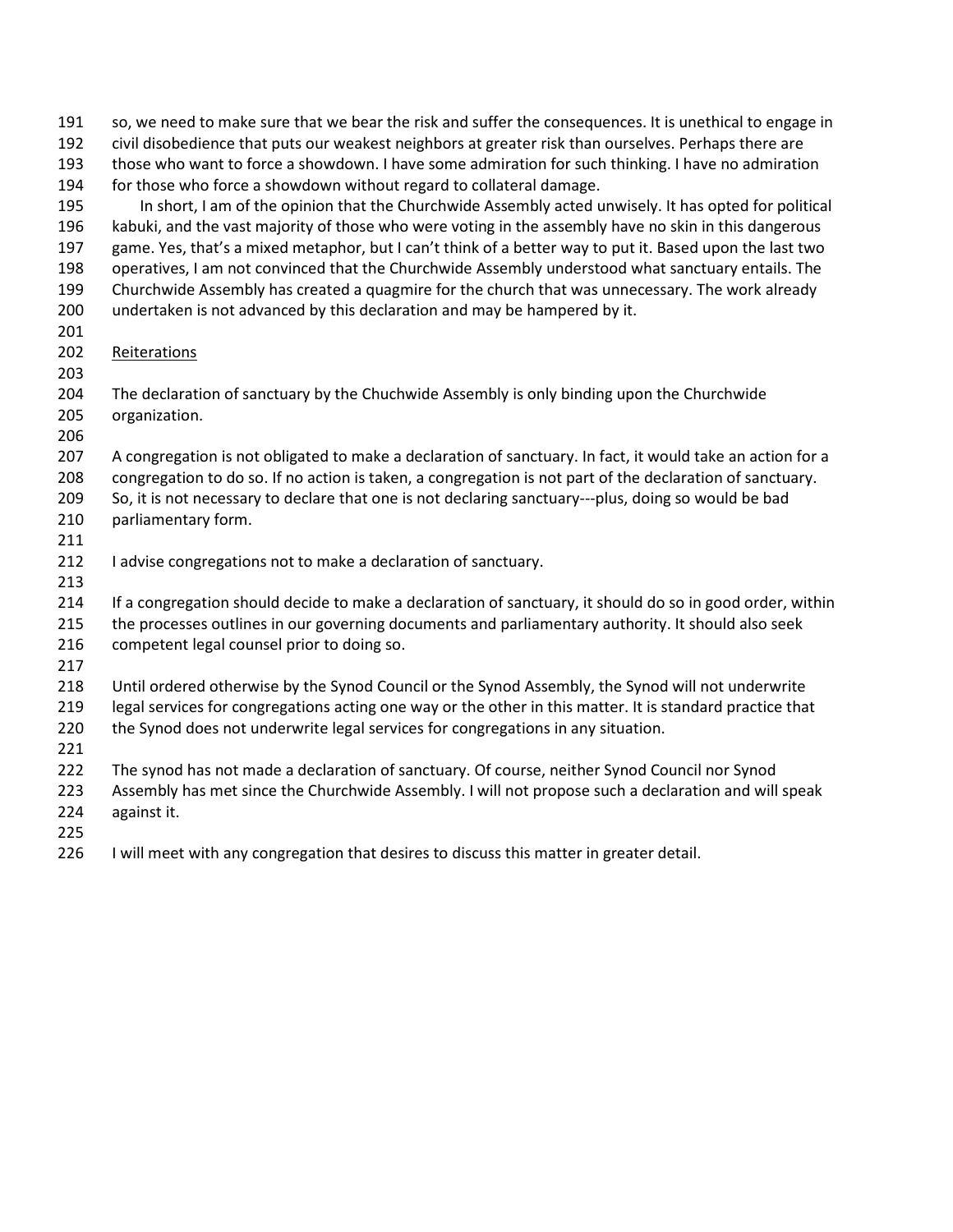so, we need to make sure that we bear the risk and suffer the consequences. It is unethical to engage in civil disobedience that puts our weakest neighbors at greater risk than ourselves. Perhaps there are those who want to force a showdown. I have some admiration for such thinking. I have no admiration for those who force a showdown without regard to collateral damage.

In short, I am of the opinion that the Churchwide Assembly acted unwisely. It has opted for political kabuki, and the vast majority of those who were voting in the assembly have no skin in this dangerous game. Yes, that's a mixed metaphor, but I can't think of a better way to put it. Based upon the last two operatives, I am not convinced that the Churchwide Assembly understood what sanctuary entails. The Churchwide Assembly has created a quagmire for the church that was unnecessary. The work already undertaken is not advanced by this declaration and may be hampered by it.

<u>Reiterations</u>

The declaration of sanctuary by the Chuchwide Assembly is only binding upon the Churchwide organization.

A congregation is not obligated to make a declaration of sanctuary. In fact, it would take an action for a congregation to do so. If no action is taken, a congregation is not part of the declaration of sanctuary. So, it is not necessary to declare that one is not declaring sanctuary---plus, doing so would be bad parliamentary form.

I advise congregations not to make a declaration of sanctuary.

If a congregation should decide to make a declaration of sanctuary, it should do so in good order, within the processes outlines in our governing documents and parliamentary authority. It should also seek competent legal counsel prior to doing so.

Until ordered otherwise by the Synod Council or the Synod Assembly, the Synod will not underwrite legal services for congregations acting one way or the other in this matter. It is standard practice that the Synod does not underwrite legal services for congregations in any situation.

The synod has not made a declaration of sanctuary. Of course, neither Synod Council nor Synod Assembly has met since the Churchwide Assembly. I will not propose such a declaration and will speak against it.

I will meet with any congregation that desires to discuss this matter in greater detail.